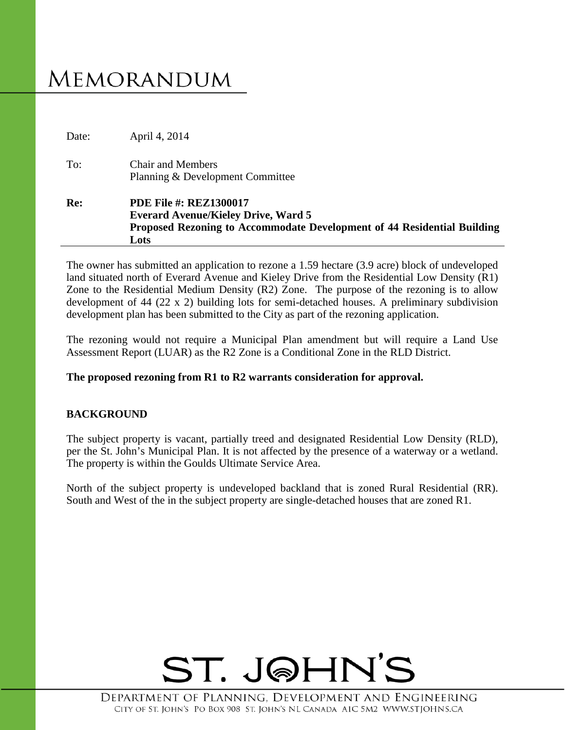# Memorandum

Date: April 4, 2014

To: Chair and Members
Planning & Development Committee

**Re: PDE File #: REZ1300017**
**Everard Avenue/Kieley Drive, Ward 5**
**Proposed Rezoning to Accommodate Development of 44 Residential Building Lots**

The owner has submitted an application to rezone a 1.59 hectare (3.9 acre) block of undeveloped land situated north of Everard Avenue and Kieley Drive from the Residential Low Density (R1) Zone to the Residential Medium Density (R2) Zone. The purpose of the rezoning is to allow development of 44 (22 x 2) building lots for semi-detached houses. A preliminary subdivision development plan has been submitted to the City as part of the rezoning application.

The rezoning would not require a Municipal Plan amendment but will require a Land Use Assessment Report (LUAR) as the R2 Zone is a Conditional Zone in the RLD District.

**The proposed rezoning from R1 to R2 warrants consideration for approval.**

## BACKGROUND

The subject property is vacant, partially treed and designated Residential Low Density (RLD), per the St. John's Municipal Plan. It is not affected by the presence of a waterway or a wetland. The property is within the Goulds Ultimate Service Area.

North of the subject property is undeveloped backland that is zoned Rural Residential (RR). South and West of the in the subject property are single-detached houses that are zoned R1.

ST. JOHN'S

DEPARTMENT OF PLANNING, DEVELOPMENT AND ENGINEERING
CITY OF ST. JOHN'S PO BOX 908 ST. JOHN'S NL CANADA A1C 5M2 WWW.STJOHNS.CA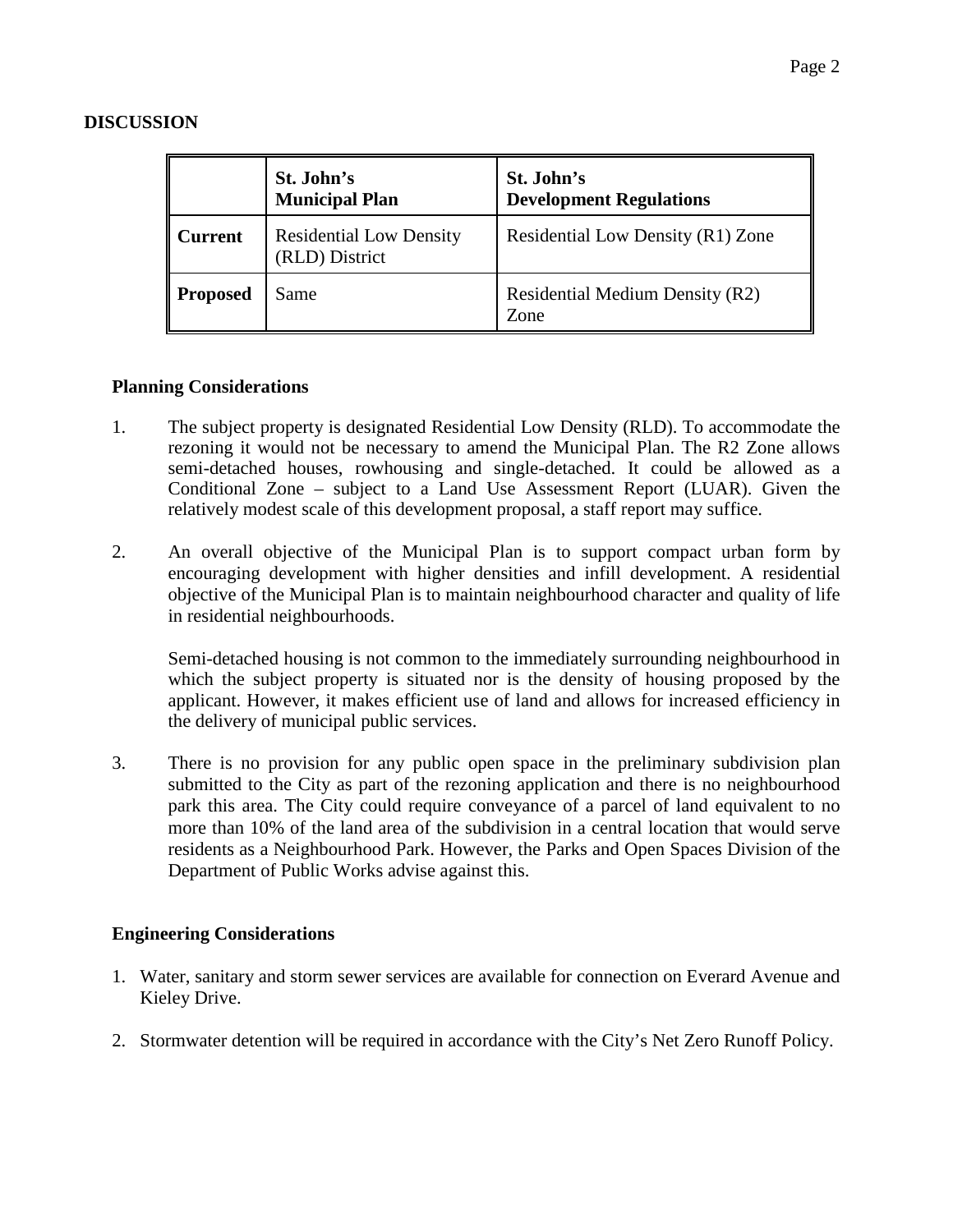## DISCUSSION

| | St. John's Municipal Plan | St. John's Development Regulations |
|---|---|---|
| **Current** | Residential Low Density (RLD) District | Residential Low Density (R1) Zone |
| **Proposed** | Same | Residential Medium Density (R2) Zone |

### Planning Considerations

1. The subject property is designated Residential Low Density (RLD). To accommodate the rezoning it would not be necessary to amend the Municipal Plan. The R2 Zone allows semi-detached houses, rowhousing and single-detached. It could be allowed as a Conditional Zone – subject to a Land Use Assessment Report (LUAR). Given the relatively modest scale of this development proposal, a staff report may suffice.

2. An overall objective of the Municipal Plan is to support compact urban form by encouraging development with higher densities and infill development. A residential objective of the Municipal Plan is to maintain neighbourhood character and quality of life in residential neighbourhoods.

   Semi-detached housing is not common to the immediately surrounding neighbourhood in which the subject property is situated nor is the density of housing proposed by the applicant. However, it makes efficient use of land and allows for increased efficiency in the delivery of municipal public services.

3. There is no provision for any public open space in the preliminary subdivision plan submitted to the City as part of the rezoning application and there is no neighbourhood park this area. The City could require conveyance of a parcel of land equivalent to no more than 10% of the land area of the subdivision in a central location that would serve residents as a Neighbourhood Park. However, the Parks and Open Spaces Division of the Department of Public Works advise against this.

### Engineering Considerations

1. Water, sanitary and storm sewer services are available for connection on Everard Avenue and Kieley Drive.

2. Stormwater detention will be required in accordance with the City's Net Zero Runoff Policy.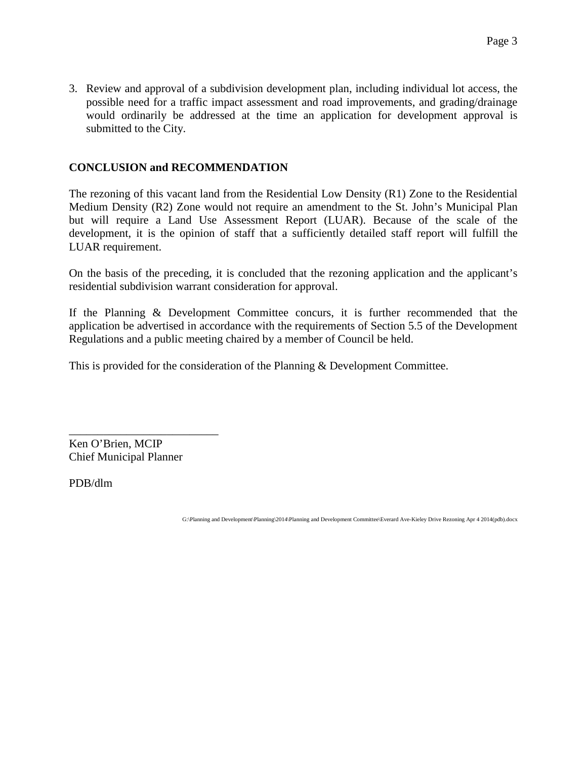3. Review and approval of a subdivision development plan, including individual lot access, the possible need for a traffic impact assessment and road improvements, and grading/drainage would ordinarily be addressed at the time an application for development approval is submitted to the City.

**CONCLUSION and RECOMMENDATION**

The rezoning of this vacant land from the Residential Low Density (R1) Zone to the Residential Medium Density (R2) Zone would not require an amendment to the St. John's Municipal Plan but will require a Land Use Assessment Report (LUAR). Because of the scale of the development, it is the opinion of staff that a sufficiently detailed staff report will fulfill the LUAR requirement.

On the basis of the preceding, it is concluded that the rezoning application and the applicant's residential subdivision warrant consideration for approval.

If the Planning & Development Committee concurs, it is further recommended that the application be advertised in accordance with the requirements of Section 5.5 of the Development Regulations and a public meeting chaired by a member of Council be held.

This is provided for the consideration of the Planning & Development Committee.

\_\_\_\_\_\_\_\_\_\_\_\_\_\_\_\_\_\_\_\_\_\_\_\_\_\_\_

Ken O'Brien, MCIP
Chief Municipal Planner

PDB/dlm

G:\Planning and Development\Planning\2014\Planning and Development Committee\Everard Ave-Kieley Drive Rezoning Apr 4 2014(pdb).docx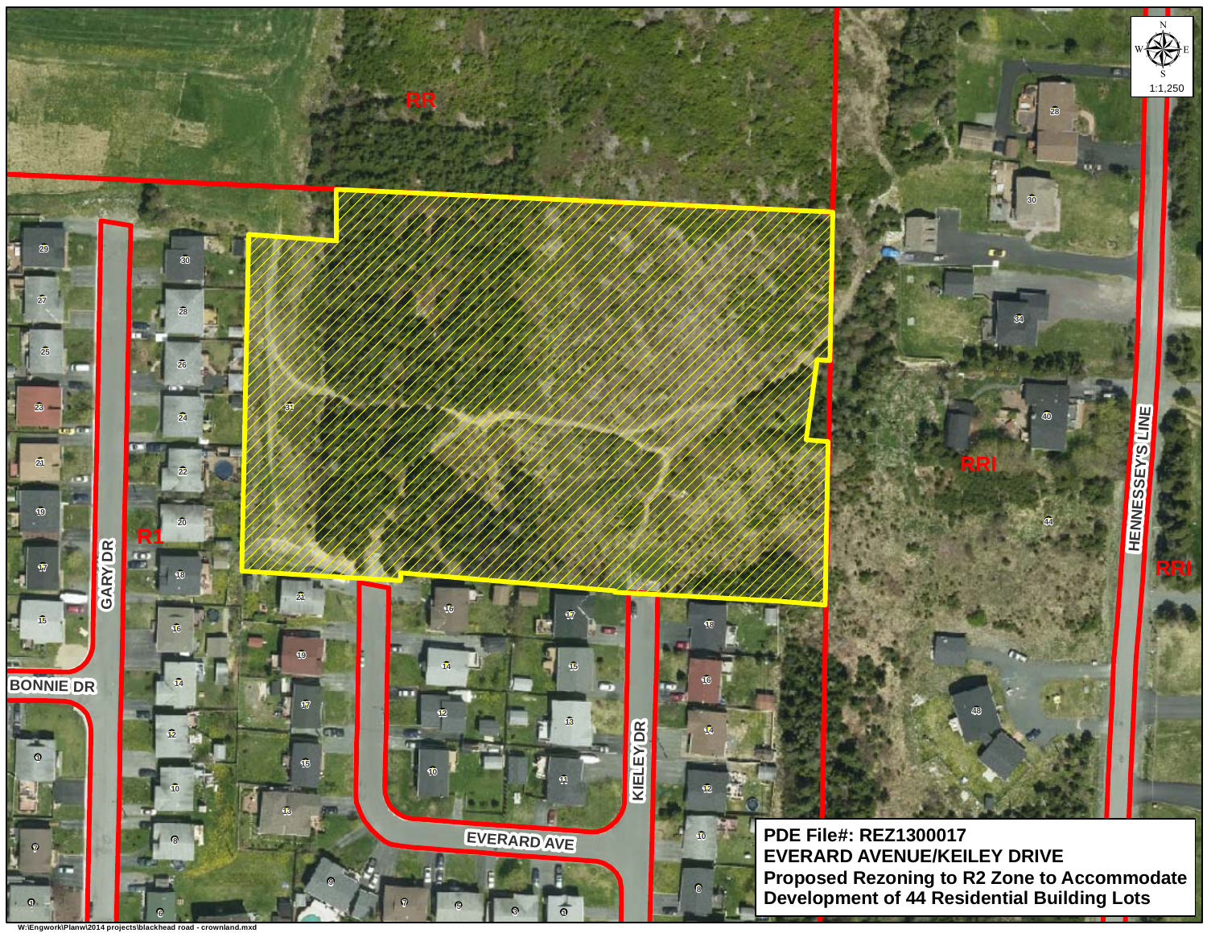**PDE File#: REZ1300017**
**EVERARD AVENUE/KEILEY DRIVE**
**Proposed Rezoning to R2 Zone to Accommodate Development of 44 Residential Building Lots**

RR

R1

RRI

RRI

GARY DR

BONNIE DR

EVERARD AVE

KIELEY DR

HENNESSEY'S LINE

1:1,250

W:\Engwork\Planw\2014 projects\blackhead road - crownland.mxd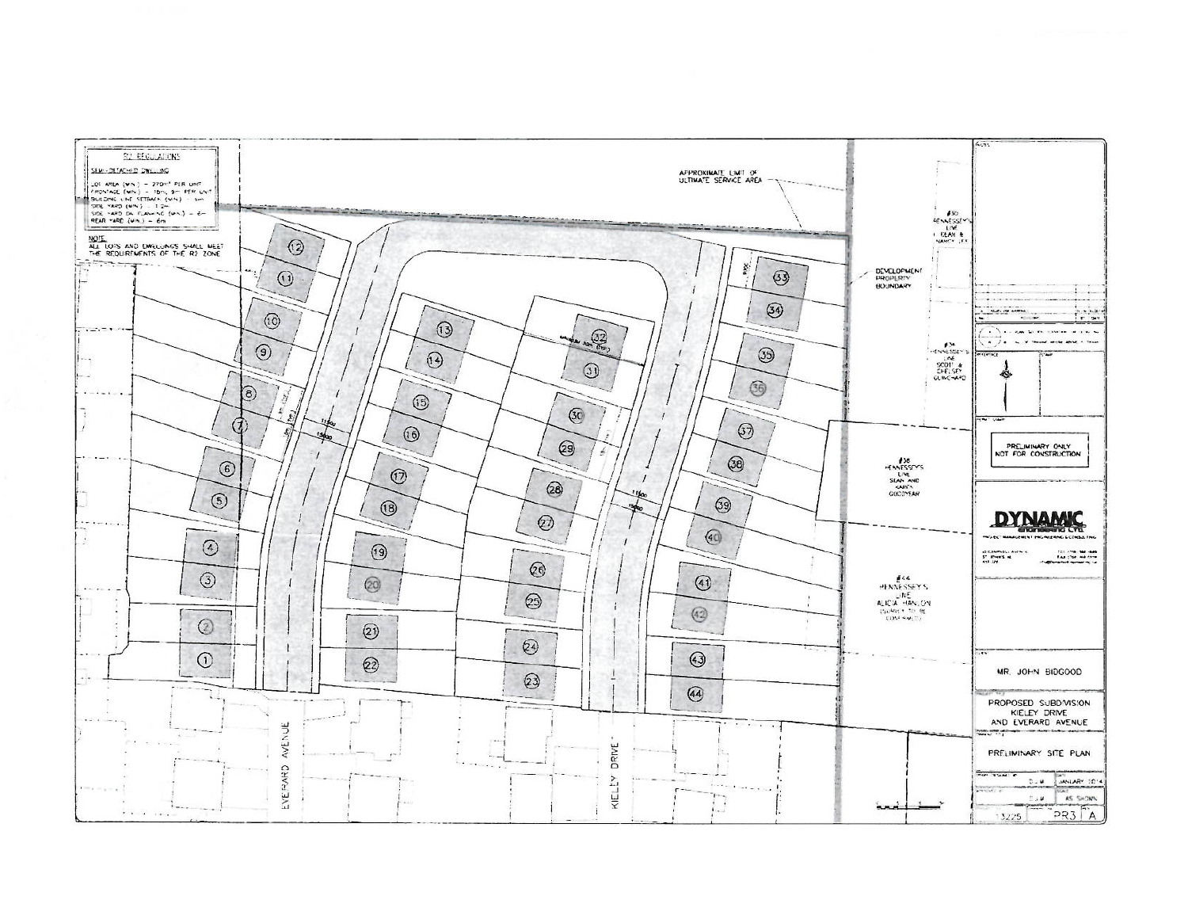**R2 REGULATIONS**

SEMI-DETACHED DWELLING

LOT AREA (MIN.) = 270m² PER UNIT
FRONTAGE (MIN.) = 18m, 9m PER UNIT
BUILDING LINE SETBACK (MIN.) = 6m
SIDE YARD (MIN.) = 1.2m
SIDE YARD ON FLANKING (MIN.) = 6m
REAR YARD (MIN.) = 6m

NOTE:
ALL LOTS AND DWELLINGS SHALL MEET THE REQUIREMENTS OF THE R2 ZONE

APPROXIMATE LIMIT OF ULTIMATE SERVICE AREA

DEVELOPMENT PROPERTY BOUNDARY

#30 HENNESSEY'S LINE DEAN & NANCY LEE

#34 HENNESSEY'S LINE SCOTT & CHELSEY GUINCHARD

#38 HENNESSEY'S LINE SEAN AND SARA GOODYEAR

#44 HENNESSEY'S LINE ALICIA HANLON (SURVEY TO BE CONFIRMED)

EVERARD AVENUE

KIELEY DRIVE

PRELIMINARY ONLY NOT FOR CONSTRUCTION

DYNAMIC ENGINEERING LTD.

MR. JOHN BIDGOOD

PROPOSED SUBDIVISION KIELEY DRIVE AND EVERARD AVENUE

PRELIMINARY SITE PLAN

D.J.M. | JANUARY 2014
D.J.M. | AS SHOWN
13225 | PR3 | A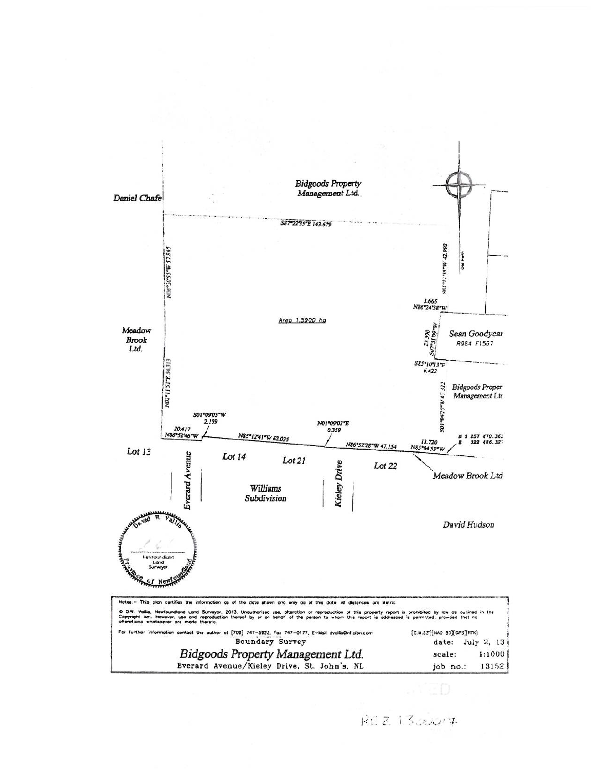Bidgoods Property Management Ltd.

Daniel Chafe

S87°22'35"E 143.679

N00°20'55"W 57.845

S01°11'35"W 42.992

Old Road

3.665
N86°24'38"W

Area 1.5900 ha

Meadow Brook Ltd.

23.390
S07°51'09"W

Sean Goodyear
R984 F1567

S85°10'13"E
6.422

N02°11'51"E 54.313

S01°05'25"W 47.322

Bidgoods Property Management Ltd

S01°09'03"W
2.159

N01°09'03"E
0.359

20.417
N86°52'46"W

N85°12'41"W 62.035

N86°52'28"W 47.154

13.720
N85°04'59"W

E 5 257 470.36
N 322 486.32

Lot 13

Everard Avenue

Lot 14

Lot 21

Kieley Drive

Lot 22

Meadow Brook Ltd

Williams Subdivision

David Hudson

David W. Vallis
Newfoundland Land Surveyor
Province of Newfoundland

Notes:- This plan certifies the information as of the date shown and only as of this date. All distances are Metric.

© D.W. Vallis, Newfoundland Land Surveyor, 2013. Unauthorized use, alteration or reproduction of this property report is prohibited by law as outlined in the Copyright Act. However, use and reproduction thereof by or on behalf of the person to whom this report is addressed is permitted, provided that no alterations whatsoever are made thereto.

For further information contact the author at (709) 747-5923, Fax 747-0177, E-Mail dvallis@nf.aibn.com

[C.M.53°][NAD 83][GPS][RTK]

Boundary Survey

date: July 2, 13

*Bidgoods Property Management Ltd.*

scale: 1:1000

Everard Avenue/Kieley Drive, St. John's, NL

job no.: 13152

REZ 1300007